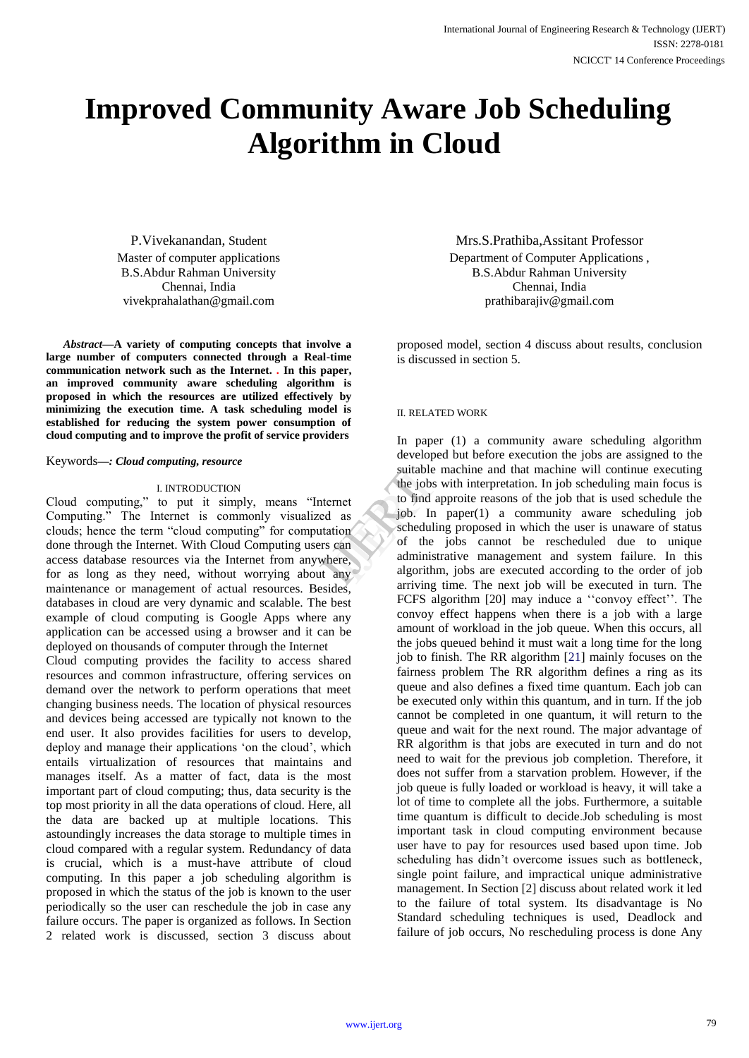# Improved Community Aware Job Scheduling Algorithm in Cloud

P.Vivekanandan, Student
Master of computer applications
B.S.Abdur Rahman University
Chennai, India
vivekprahalathan@gmail.com

Mrs.S.Prathiba,Assitant Professor
Department of Computer Applications ,
B.S.Abdur Rahman University
Chennai, India
prathibarajiv@gmail.com

***Abstract*—A variety of computing concepts that involve a large number of computers connected through a Real-time communication network such as the Internet. . In this paper, an improved community aware scheduling algorithm is proposed in which the resources are utilized effectively by minimizing the execution time. A task scheduling model is established for reducing the system power consumption of cloud computing and to improve the profit of service providers**

Keywords—*: Cloud computing, resource*

## I. INTRODUCTION

Cloud computing," to put it simply, means "Internet Computing." The Internet is commonly visualized as clouds; hence the term "cloud computing" for computation done through the Internet. With Cloud Computing users can access database resources via the Internet from anywhere, for as long as they need, without worrying about any maintenance or management of actual resources. Besides, databases in cloud are very dynamic and scalable. The best example of cloud computing is Google Apps where any application can be accessed using a browser and it can be deployed on thousands of computer through the Internet

Cloud computing provides the facility to access shared resources and common infrastructure, offering services on demand over the network to perform operations that meet changing business needs. The location of physical resources and devices being accessed are typically not known to the end user. It also provides facilities for users to develop, deploy and manage their applications 'on the cloud', which entails virtualization of resources that maintains and manages itself. As a matter of fact, data is the most important part of cloud computing; thus, data security is the top most priority in all the data operations of cloud. Here, all the data are backed up at multiple locations. This astoundingly increases the data storage to multiple times in cloud compared with a regular system. Redundancy of data is crucial, which is a must-have attribute of cloud computing. In this paper a job scheduling algorithm is proposed in which the status of the job is known to the user periodically so the user can reschedule the job in case any failure occurs. The paper is organized as follows. In Section 2 related work is discussed, section 3 discuss about proposed model, section 4 discuss about results, conclusion is discussed in section 5.

## II. RELATED WORK

In paper (1) a community aware scheduling algorithm developed but before execution the jobs are assigned to the suitable machine and that machine will continue executing the jobs with interpretation. In job scheduling main focus is to find approite reasons of the job that is used schedule the job. In paper(1) a community aware scheduling job scheduling proposed in which the user is unaware of status of the jobs cannot be rescheduled due to unique administrative management and system failure. In this algorithm, jobs are executed according to the order of job arriving time. The next job will be executed in turn. The FCFS algorithm [20] may induce a ''convoy effect''. The convoy effect happens when there is a job with a large amount of workload in the job queue. When this occurs, all the jobs queued behind it must wait a long time for the long job to finish. The RR algorithm [21] mainly focuses on the fairness problem The RR algorithm defines a ring as its queue and also defines a fixed time quantum. Each job can be executed only within this quantum, and in turn. If the job cannot be completed in one quantum, it will return to the queue and wait for the next round. The major advantage of RR algorithm is that jobs are executed in turn and do not need to wait for the previous job completion. Therefore, it does not suffer from a starvation problem. However, if the job queue is fully loaded or workload is heavy, it will take a lot of time to complete all the jobs. Furthermore, a suitable time quantum is difficult to decide.Job scheduling is most important task in cloud computing environment because user have to pay for resources used based upon time. Job scheduling has didn't overcome issues such as bottleneck, single point failure, and impractical unique administrative management. In Section [2] discuss about related work it led to the failure of total system. Its disadvantage is No Standard scheduling techniques is used, Deadlock and failure of job occurs, No rescheduling process is done Any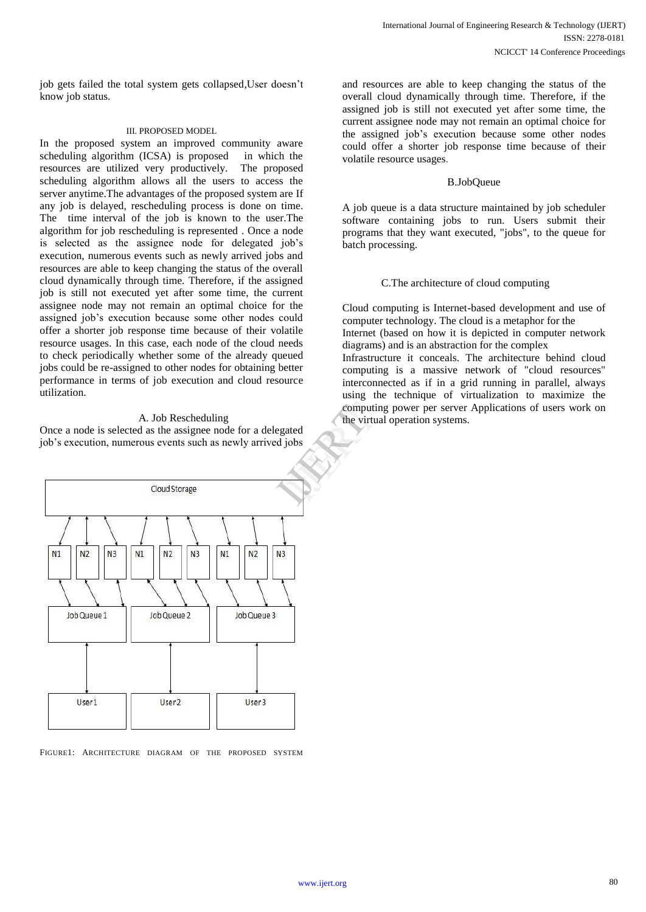job gets failed the total system gets collapsed,User doesn't know job status.

## III. PROPOSED MODEL

In the proposed system an improved community aware scheduling algorithm (ICSA) is proposed in which the resources are utilized very productively. The proposed scheduling algorithm allows all the users to access the server anytime.The advantages of the proposed system are If any job is delayed, rescheduling process is done on time. The time interval of the job is known to the user.The algorithm for job rescheduling is represented . Once a node is selected as the assignee node for delegated job's execution, numerous events such as newly arrived jobs and resources are able to keep changing the status of the overall cloud dynamically through time. Therefore, if the assigned job is still not executed yet after some time, the current assignee node may not remain an optimal choice for the assigned job's execution because some other nodes could offer a shorter job response time because of their volatile resource usages. In this case, each node of the cloud needs to check periodically whether some of the already queued jobs could be re-assigned to other nodes for obtaining better performance in terms of job execution and cloud resource utilization.

### A. Job Rescheduling

Once a node is selected as the assignee node for a delegated job's execution, numerous events such as newly arrived jobs and resources are able to keep changing the status of the overall cloud dynamically through time. Therefore, if the assigned job is still not executed yet after some time, the current assignee node may not remain an optimal choice for the assigned job's execution because some other nodes could offer a shorter job response time because of their volatile resource usages.

FIGURE1: ARCHITECTURE DIAGRAM OF THE PROPOSED SYSTEM

### B.JobQueue

A job queue is a data structure maintained by job scheduler software containing jobs to run. Users submit their programs that they want executed, "jobs", to the queue for batch processing.

### C.The architecture of cloud computing

Cloud computing is Internet-based development and use of computer technology. The cloud is a metaphor for the Internet (based on how it is depicted in computer network diagrams) and is an abstraction for the complex Infrastructure it conceals. The architecture behind cloud computing is a massive network of "cloud resources" interconnected as if in a grid running in parallel, always using the technique of virtualization to maximize the computing power per server Applications of users work on the virtual operation systems.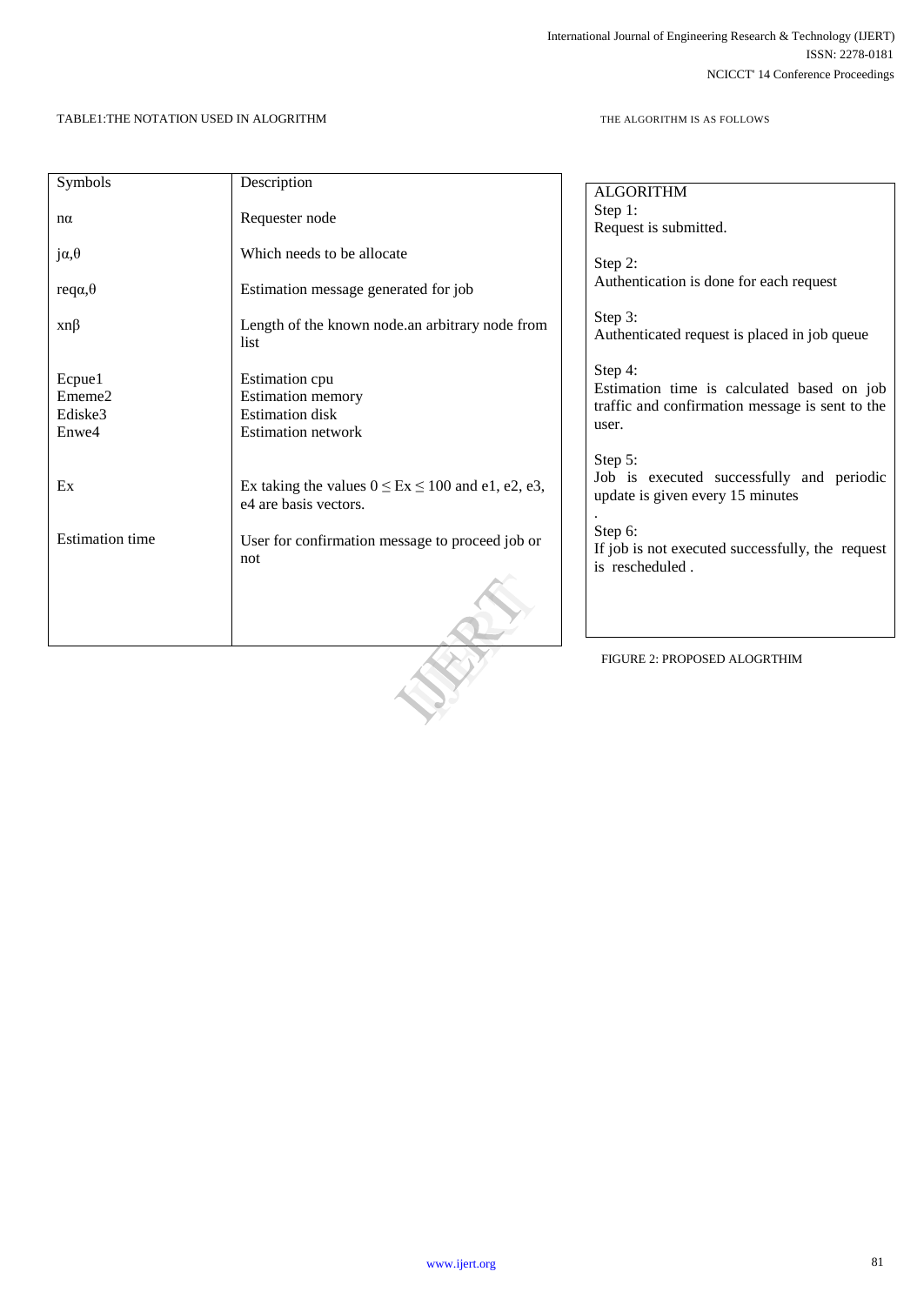TABLE1:THE NOTATION USED IN ALOGRITHM

| Symbols | Description |
| --- | --- |
| $n\alpha$ | Requester node |
| $j\alpha,\theta$ | Which needs to be allocate |
| $req\alpha,\theta$ | Estimation message generated for job |
| $xn\beta$ | Length of the known node.an arbitrary node from list |
| Ecpue1<br>Ememe2<br>Ediske3<br>Enwe4 | Estimation cpu<br>Estimation memory<br>Estimation disk<br>Estimation network |
| Ex | Ex taking the values $0 \leq Ex \leq 100$ and e1, e2, e3, e4 are basis vectors. |
| Estimation time | User for confirmation message to proceed job or not |

THE ALGORITHM IS AS FOLLOWS

ALGORITHM

Step 1:
Request is submitted.

Step 2:
Authentication is done for each request

Step 3:
Authenticated request is placed in job queue

Step 4:
Estimation time is calculated based on job traffic and confirmation message is sent to the user.

Step 5:
Job is executed successfully and periodic update is given every 15 minutes

.

Step 6:
If job is not executed successfully, the request is rescheduled .

FIGURE 2: PROPOSED ALOGRTHIM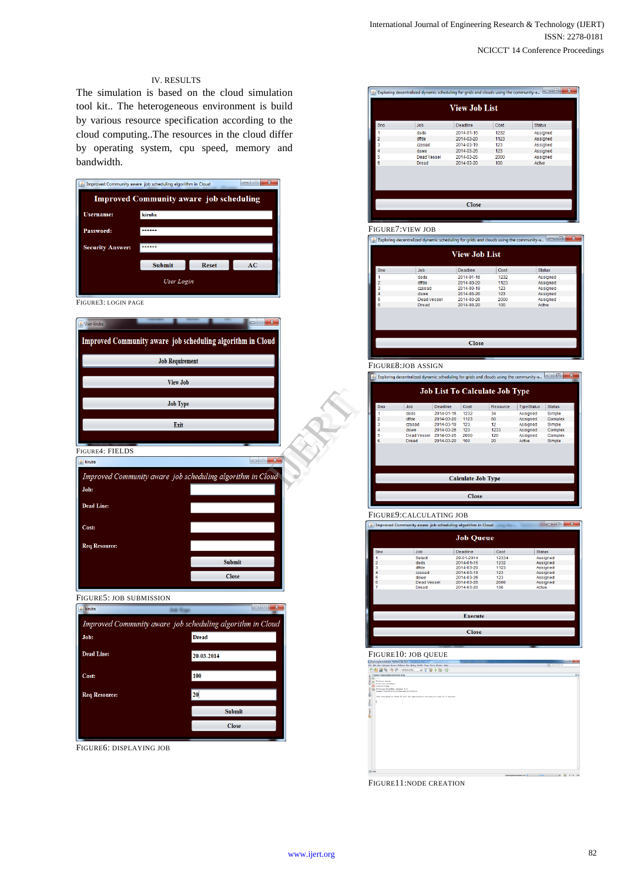## IV. RESULTS

The simulation is based on the cloud simulation tool kit.. The heterogeneous environment is build by various resource specification according to the cloud computing..The resources in the cloud differ by operating system, cpu speed, memory and bandwidth.

FIGURE3: LOGIN PAGE

FIGURE4: FIELDS

FIGURE5: JOB SUBMISSION

FIGURE6: DISPLAYING JOB

FIGURE7:VIEW JOB

FIGURE8:JOB ASSIGN

FIGURE9:CALCULATING JOB

FIGURE10: JOB QUEUE

FIGURE11:NODE CREATION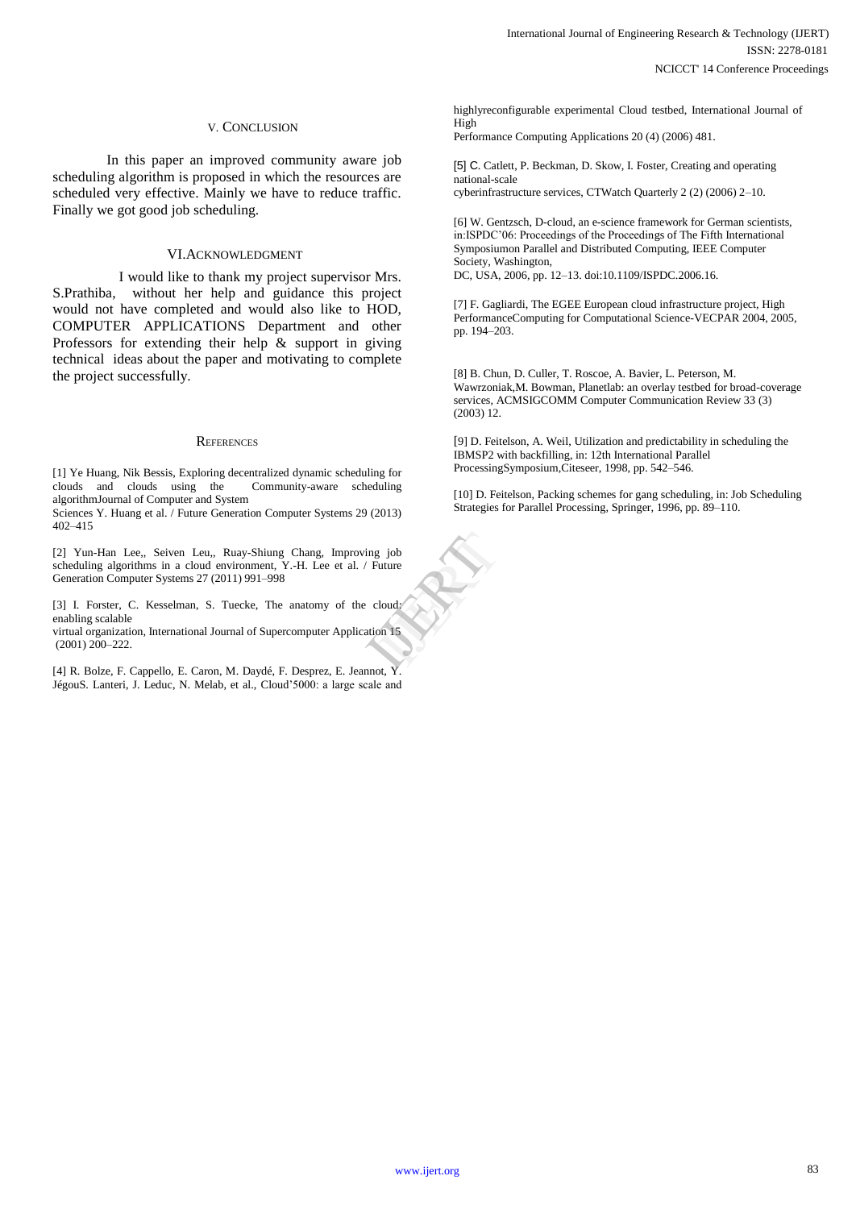## V. CONCLUSION

In this paper an improved community aware job scheduling algorithm is proposed in which the resources are scheduled very effective. Mainly we have to reduce traffic. Finally we got good job scheduling.

## VI.ACKNOWLEDGMENT

I would like to thank my project supervisor Mrs. S.Prathiba, without her help and guidance this project would not have completed and would also like to HOD, COMPUTER APPLICATIONS Department and other Professors for extending their help & support in giving technical ideas about the paper and motivating to complete the project successfully.

## REFERENCES

[1] Ye Huang, Nik Bessis, Exploring decentralized dynamic scheduling for clouds and clouds using the Community-aware scheduling algorithmJournal of Computer and System Sciences Y. Huang et al. / Future Generation Computer Systems 29 (2013) 402–415

[2] Yun-Han Lee,, Seiven Leu,, Ruay-Shiung Chang, Improving job scheduling algorithms in a cloud environment, Y.-H. Lee et al. / Future Generation Computer Systems 27 (2011) 991–998

[3] I. Forster, C. Kesselman, S. Tuecke, The anatomy of the cloud: enabling scalable virtual organization, International Journal of Supercomputer Application 15 (2001) 200–222.

[4] R. Bolze, F. Cappello, E. Caron, M. Daydé, F. Desprez, E. Jeannot, Y. JégouS. Lanteri, J. Leduc, N. Melab, et al., Cloud'5000: a large scale and highlyreconfigurable experimental Cloud testbed, International Journal of High Performance Computing Applications 20 (4) (2006) 481.

[5] C. Catlett, P. Beckman, D. Skow, I. Foster, Creating and operating national-scale cyberinfrastructure services, CTWatch Quarterly 2 (2) (2006) 2–10.

[6] W. Gentzsch, D-cloud, an e-science framework for German scientists, in:ISPDC'06: Proceedings of the Proceedings of The Fifth International Symposiumon Parallel and Distributed Computing, IEEE Computer Society, Washington, DC, USA, 2006, pp. 12–13. doi:10.1109/ISPDC.2006.16.

[7] F. Gagliardi, The EGEE European cloud infrastructure project, High PerformanceComputing for Computational Science-VECPAR 2004, 2005, pp. 194–203.

[8] B. Chun, D. Culler, T. Roscoe, A. Bavier, L. Peterson, M. Wawrzoniak,M. Bowman, Planetlab: an overlay testbed for broad-coverage services, ACMSIGCOMM Computer Communication Review 33 (3) (2003) 12.

[9] D. Feitelson, A. Weil, Utilization and predictability in scheduling the IBMSP2 with backfilling, in: 12th International Parallel ProcessingSymposium,Citeseer, 1998, pp. 542–546.

[10] D. Feitelson, Packing schemes for gang scheduling, in: Job Scheduling Strategies for Parallel Processing, Springer, 1996, pp. 89–110.